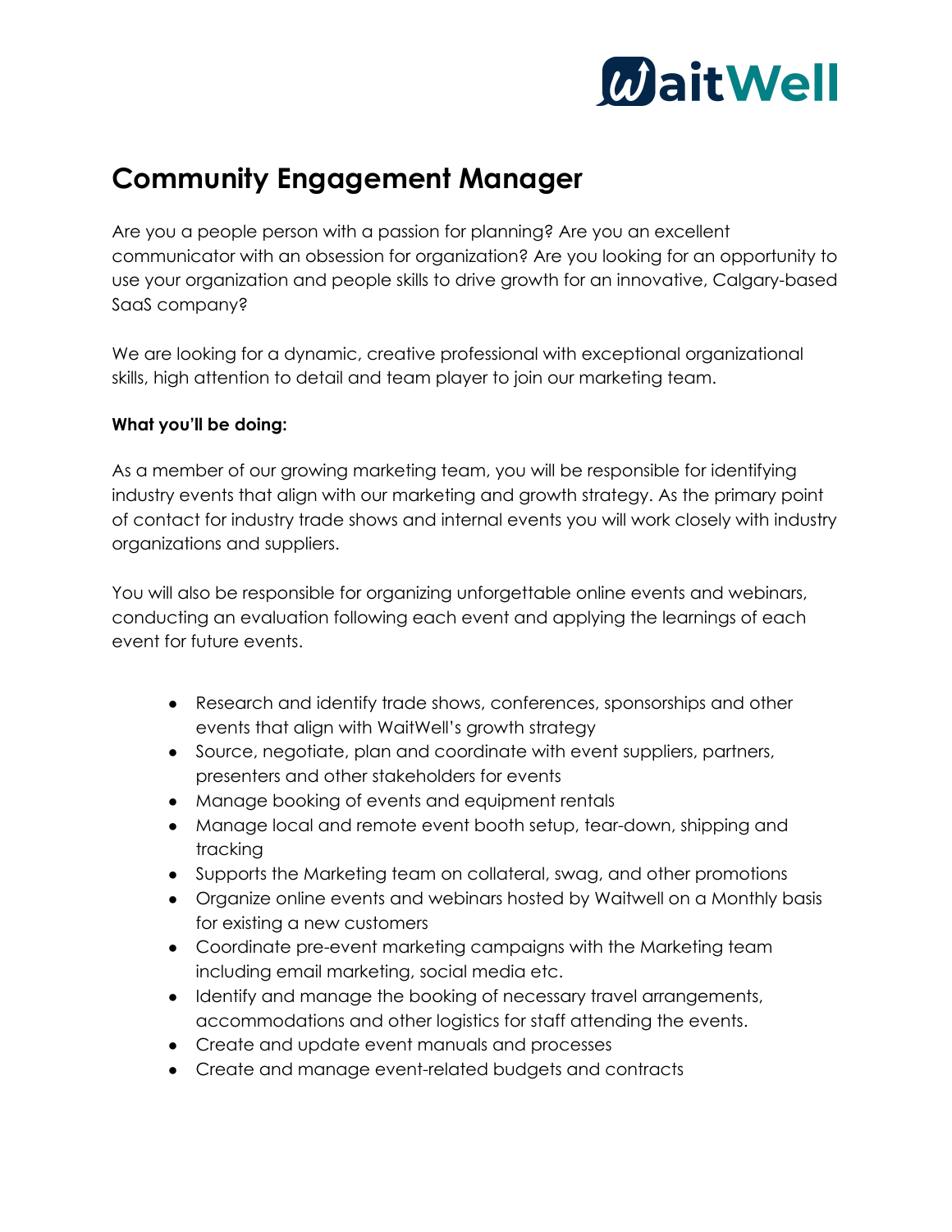WaitWell

# Community Engagement Manager

Are you a people person with a passion for planning? Are you an excellent communicator with an obsession for organization? Are you looking for an opportunity to use your organization and people skills to drive growth for an innovative, Calgary-based SaaS company?

We are looking for a dynamic, creative professional with exceptional organizational skills, high attention to detail and team player to join our marketing team.

**What you'll be doing:**

As a member of our growing marketing team, you will be responsible for identifying industry events that align with our marketing and growth strategy. As the primary point of contact for industry trade shows and internal events you will work closely with industry organizations and suppliers.

You will also be responsible for organizing unforgettable online events and webinars, conducting an evaluation following each event and applying the learnings of each event for future events.

- Research and identify trade shows, conferences, sponsorships and other events that align with WaitWell's growth strategy
- Source, negotiate, plan and coordinate with event suppliers, partners, presenters and other stakeholders for events
- Manage booking of events and equipment rentals
- Manage local and remote event booth setup, tear-down, shipping and tracking
- Supports the Marketing team on collateral, swag, and other promotions
- Organize online events and webinars hosted by Waitwell on a Monthly basis for existing a new customers
- Coordinate pre-event marketing campaigns with the Marketing team including email marketing, social media etc.
- Identify and manage the booking of necessary travel arrangements, accommodations and other logistics for staff attending the events.
- Create and update event manuals and processes
- Create and manage event-related budgets and contracts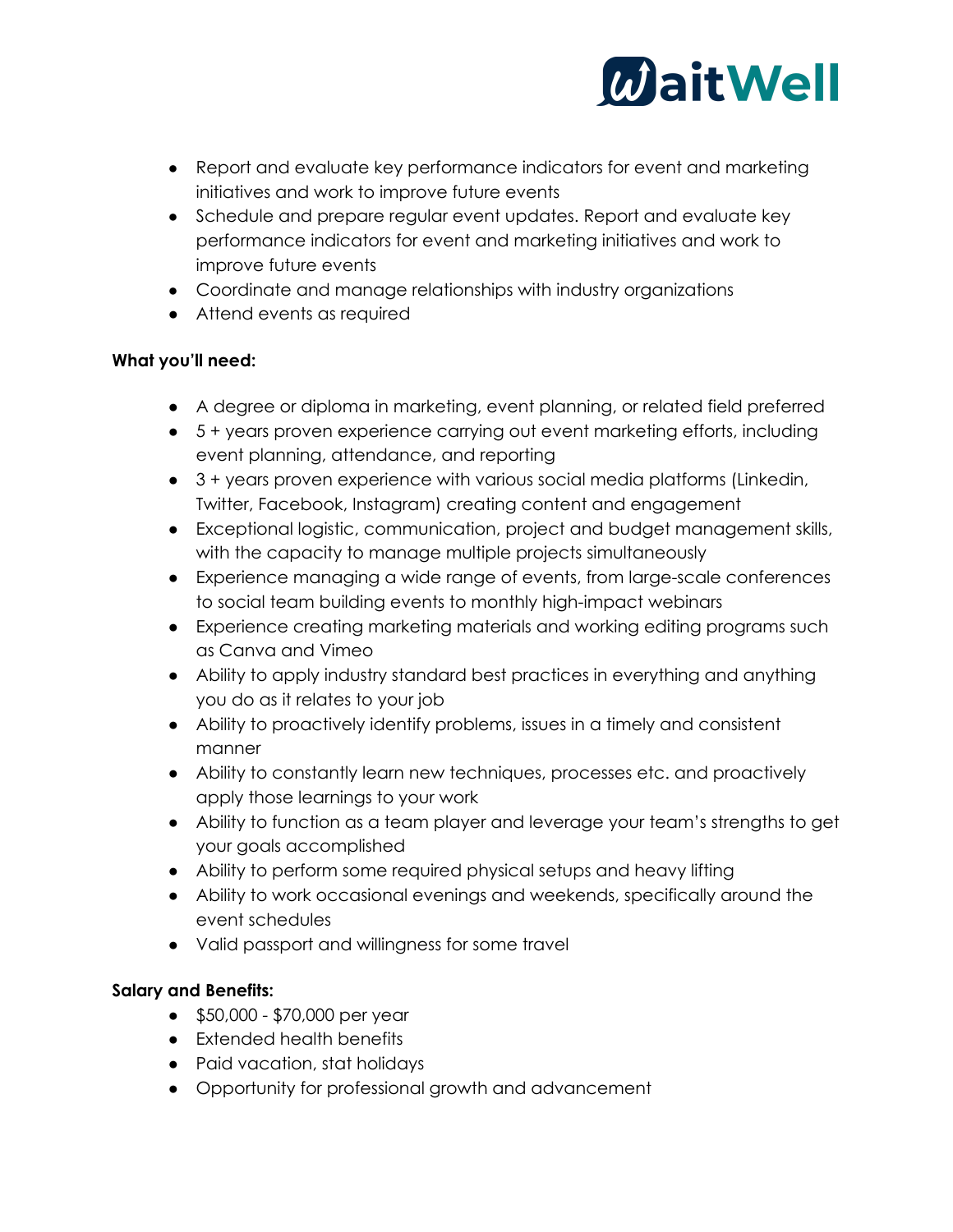- Report and evaluate key performance indicators for event and marketing initiatives and work to improve future events
- Schedule and prepare regular event updates. Report and evaluate key performance indicators for event and marketing initiatives and work to improve future events
- Coordinate and manage relationships with industry organizations
- Attend events as required

**What you'll need:**

- A degree or diploma in marketing, event planning, or related field preferred
- 5 + years proven experience carrying out event marketing efforts, including event planning, attendance, and reporting
- 3 + years proven experience with various social media platforms (Linkedin, Twitter, Facebook, Instagram) creating content and engagement
- Exceptional logistic, communication, project and budget management skills, with the capacity to manage multiple projects simultaneously
- Experience managing a wide range of events, from large-scale conferences to social team building events to monthly high-impact webinars
- Experience creating marketing materials and working editing programs such as Canva and Vimeo
- Ability to apply industry standard best practices in everything and anything you do as it relates to your job
- Ability to proactively identify problems, issues in a timely and consistent manner
- Ability to constantly learn new techniques, processes etc. and proactively apply those learnings to your work
- Ability to function as a team player and leverage your team's strengths to get your goals accomplished
- Ability to perform some required physical setups and heavy lifting
- Ability to work occasional evenings and weekends, specifically around the event schedules
- Valid passport and willingness for some travel

**Salary and Benefits:**

- $50,000 - $70,000 per year
- Extended health benefits
- Paid vacation, stat holidays
- Opportunity for professional growth and advancement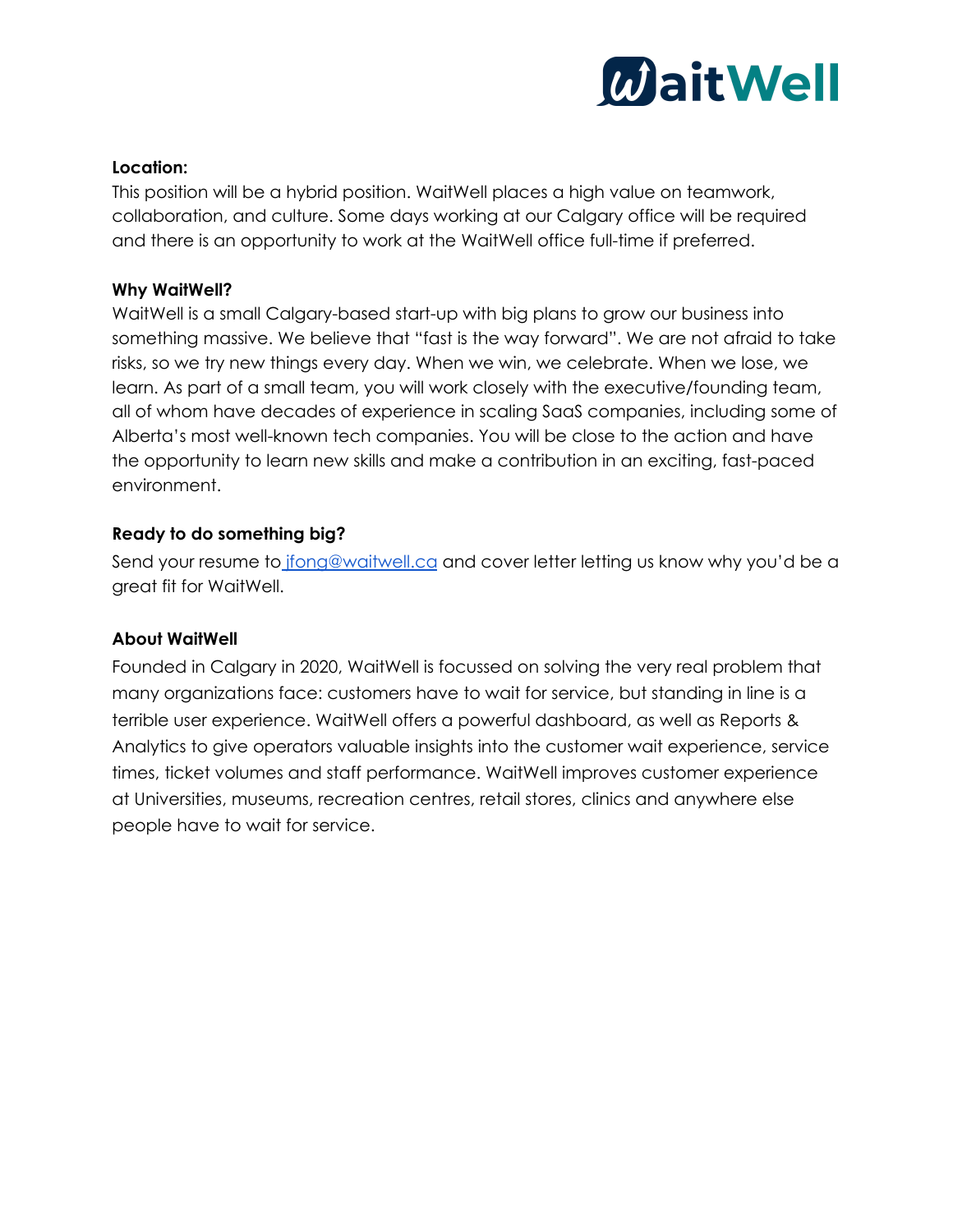**Location:**

This position will be a hybrid position. WaitWell places a high value on teamwork, collaboration, and culture. Some days working at our Calgary office will be required and there is an opportunity to work at the WaitWell office full-time if preferred.

**Why WaitWell?**

WaitWell is a small Calgary-based start-up with big plans to grow our business into something massive. We believe that "fast is the way forward". We are not afraid to take risks, so we try new things every day. When we win, we celebrate. When we lose, we learn. As part of a small team, you will work closely with the executive/founding team, all of whom have decades of experience in scaling SaaS companies, including some of Alberta's most well-known tech companies. You will be close to the action and have the opportunity to learn new skills and make a contribution in an exciting, fast-paced environment.

**Ready to do something big?**

Send your resume to jfong@waitwell.ca and cover letter letting us know why you'd be a great fit for WaitWell.

**About WaitWell**

Founded in Calgary in 2020, WaitWell is focussed on solving the very real problem that many organizations face: customers have to wait for service, but standing in line is a terrible user experience. WaitWell offers a powerful dashboard, as well as Reports & Analytics to give operators valuable insights into the customer wait experience, service times, ticket volumes and staff performance. WaitWell improves customer experience at Universities, museums, recreation centres, retail stores, clinics and anywhere else people have to wait for service.